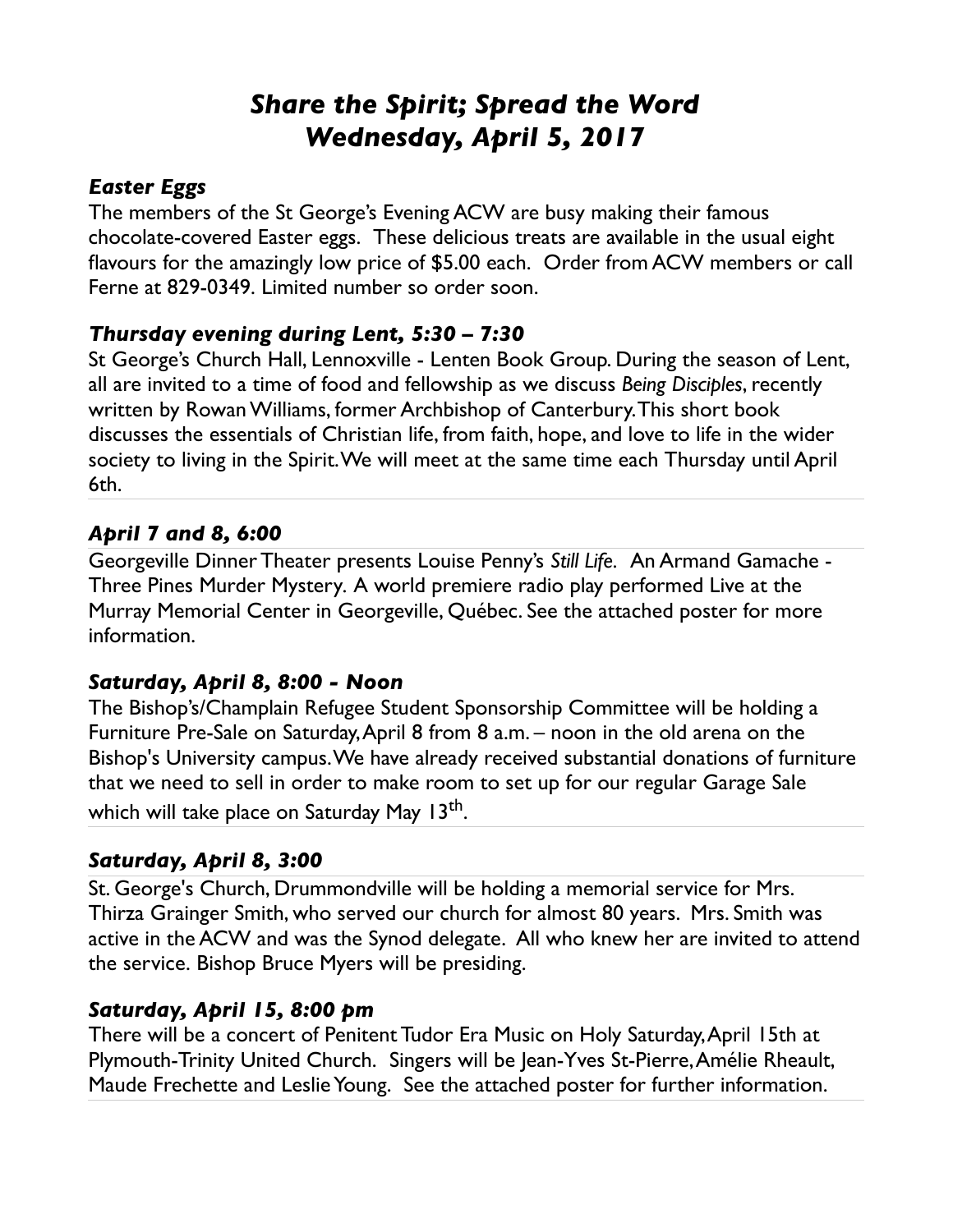# *Share the Spirit; Spread the Word*
# *Wednesday, April 5, 2017*

### *Easter Eggs*

The members of the St George's Evening ACW are busy making their famous chocolate-covered Easter eggs. These delicious treats are available in the usual eight flavours for the amazingly low price of $5.00 each. Order from ACW members or call Ferne at 829-0349. Limited number so order soon.

### *Thursday evening during Lent, 5:30 – 7:30*

St George's Church Hall, Lennoxville - Lenten Book Group. During the season of Lent, all are invited to a time of food and fellowship as we discuss *Being Disciples*, recently written by Rowan Williams, former Archbishop of Canterbury. This short book discusses the essentials of Christian life, from faith, hope, and love to life in the wider society to living in the Spirit. We will meet at the same time each Thursday until April 6th.

### *April 7 and 8, 6:00*

Georgeville Dinner Theater presents Louise Penny's *Still Life*. An Armand Gamache - Three Pines Murder Mystery. A world premiere radio play performed Live at the Murray Memorial Center in Georgeville, Québec. See the attached poster for more information.

### *Saturday, April 8, 8:00 - Noon*

The Bishop's/Champlain Refugee Student Sponsorship Committee will be holding a Furniture Pre-Sale on Saturday, April 8 from 8 a.m. – noon in the old arena on the Bishop's University campus. We have already received substantial donations of furniture that we need to sell in order to make room to set up for our regular Garage Sale which will take place on Saturday May 13th.

### *Saturday, April 8, 3:00*

St. George's Church, Drummondville will be holding a memorial service for Mrs. Thirza Grainger Smith, who served our church for almost 80 years. Mrs. Smith was active in the ACW and was the Synod delegate. All who knew her are invited to attend the service. Bishop Bruce Myers will be presiding.

### *Saturday, April 15, 8:00 pm*

There will be a concert of Penitent Tudor Era Music on Holy Saturday, April 15th at Plymouth-Trinity United Church. Singers will be Jean-Yves St-Pierre, Amélie Rheault, Maude Frechette and Leslie Young. See the attached poster for further information.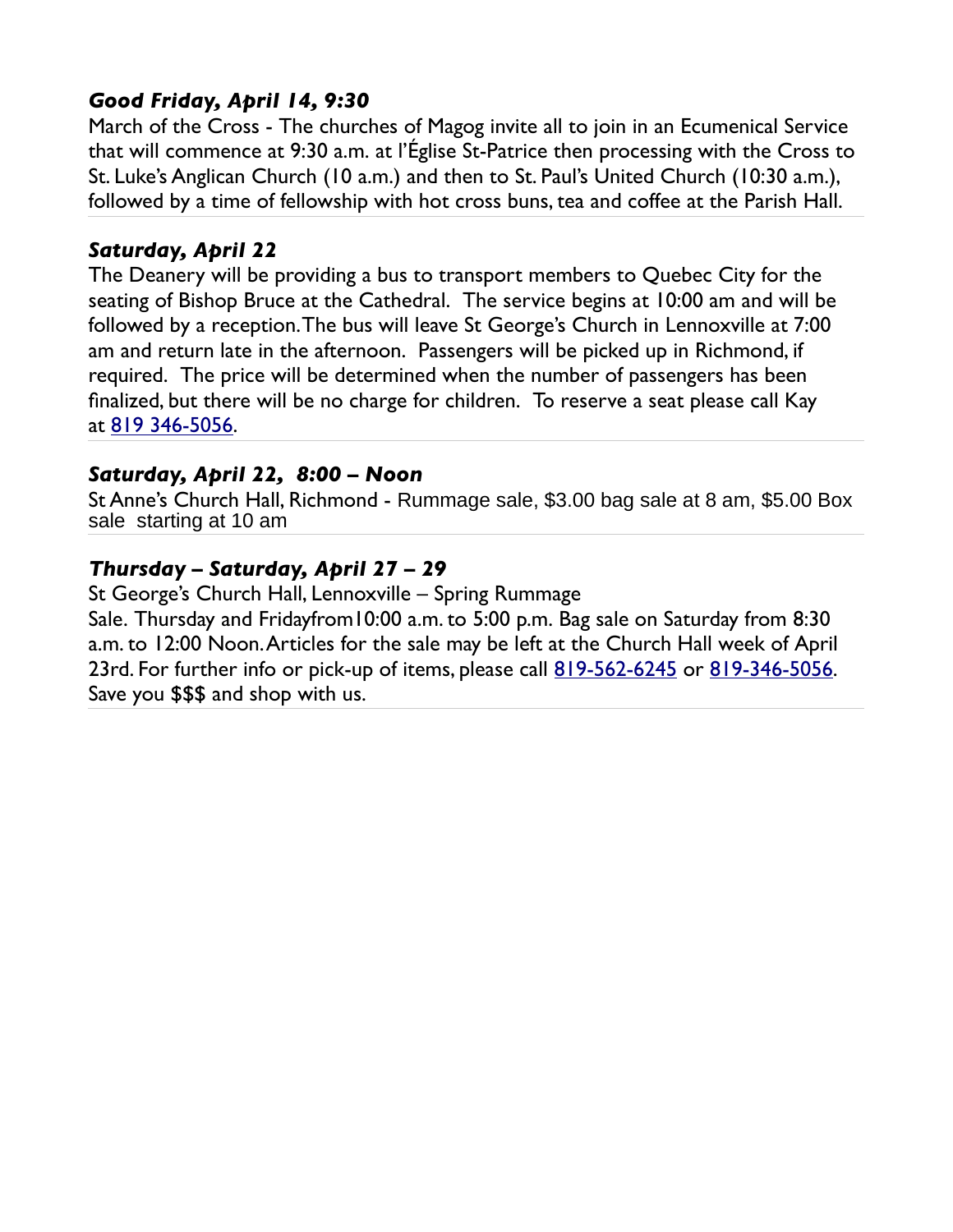***Good Friday, April 14, 9:30***

March of the Cross - The churches of Magog invite all to join in an Ecumenical Service that will commence at 9:30 a.m. at l'Église St-Patrice then processing with the Cross to St. Luke's Anglican Church (10 a.m.) and then to St. Paul's United Church (10:30 a.m.), followed by a time of fellowship with hot cross buns, tea and coffee at the Parish Hall.

---

***Saturday, April 22***

The Deanery will be providing a bus to transport members to Quebec City for the seating of Bishop Bruce at the Cathedral. The service begins at 10:00 am and will be followed by a reception. The bus will leave St George's Church in Lennoxville at 7:00 am and return late in the afternoon. Passengers will be picked up in Richmond, if required. The price will be determined when the number of passengers has been finalized, but there will be no charge for children. To reserve a seat please call Kay at 819 346-5056.

---

***Saturday, April 22, 8:00 – Noon***

St Anne's Church Hall, Richmond - Rummage sale, $3.00 bag sale at 8 am, $5.00 Box sale starting at 10 am

---

***Thursday – Saturday, April 27 – 29***

St George's Church Hall, Lennoxville – Spring Rummage Sale. Thursday and Fridayfrom10:00 a.m. to 5:00 p.m. Bag sale on Saturday from 8:30 a.m. to 12:00 Noon. Articles for the sale may be left at the Church Hall week of April 23rd. For further info or pick-up of items, please call 819-562-6245 or 819-346-5056. Save you $$$ and shop with us.